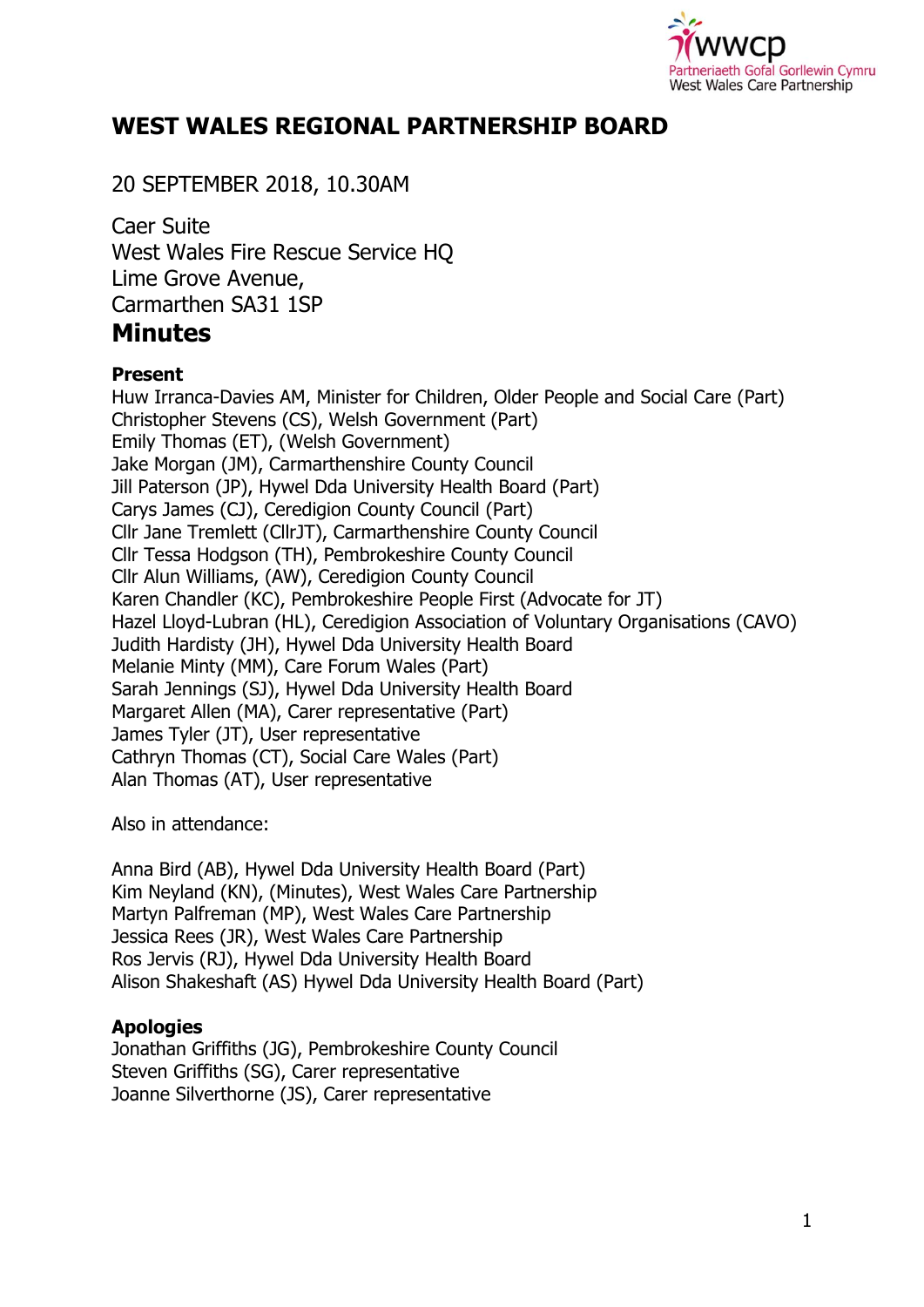wwcp
Partneriaeth Gofal Gorllewin Cymru
West Wales Care Partnership

# WEST WALES REGIONAL PARTNERSHIP BOARD

20 SEPTEMBER 2018, 10.30AM

Caer Suite
West Wales Fire Rescue Service HQ
Lime Grove Avenue,
Carmarthen SA31 1SP

## Minutes

**Present**

Huw Irranca-Davies AM, Minister for Children, Older People and Social Care (Part)
Christopher Stevens (CS), Welsh Government (Part)
Emily Thomas (ET), (Welsh Government)
Jake Morgan (JM), Carmarthenshire County Council
Jill Paterson (JP), Hywel Dda University Health Board (Part)
Carys James (CJ), Ceredigion County Council (Part)
Cllr Jane Tremlett (CllrJT), Carmarthenshire County Council
Cllr Tessa Hodgson (TH), Pembrokeshire County Council
Cllr Alun Williams, (AW), Ceredigion County Council
Karen Chandler (KC), Pembrokeshire People First (Advocate for JT)
Hazel Lloyd-Lubran (HL), Ceredigion Association of Voluntary Organisations (CAVO)
Judith Hardisty (JH), Hywel Dda University Health Board
Melanie Minty (MM), Care Forum Wales (Part)
Sarah Jennings (SJ), Hywel Dda University Health Board
Margaret Allen (MA), Carer representative (Part)
James Tyler (JT), User representative
Cathryn Thomas (CT), Social Care Wales (Part)
Alan Thomas (AT), User representative

Also in attendance:

Anna Bird (AB), Hywel Dda University Health Board (Part)
Kim Neyland (KN), (Minutes), West Wales Care Partnership
Martyn Palfreman (MP), West Wales Care Partnership
Jessica Rees (JR), West Wales Care Partnership
Ros Jervis (RJ), Hywel Dda University Health Board
Alison Shakeshaft (AS) Hywel Dda University Health Board (Part)

**Apologies**

Jonathan Griffiths (JG), Pembrokeshire County Council
Steven Griffiths (SG), Carer representative
Joanne Silverthorne (JS), Carer representative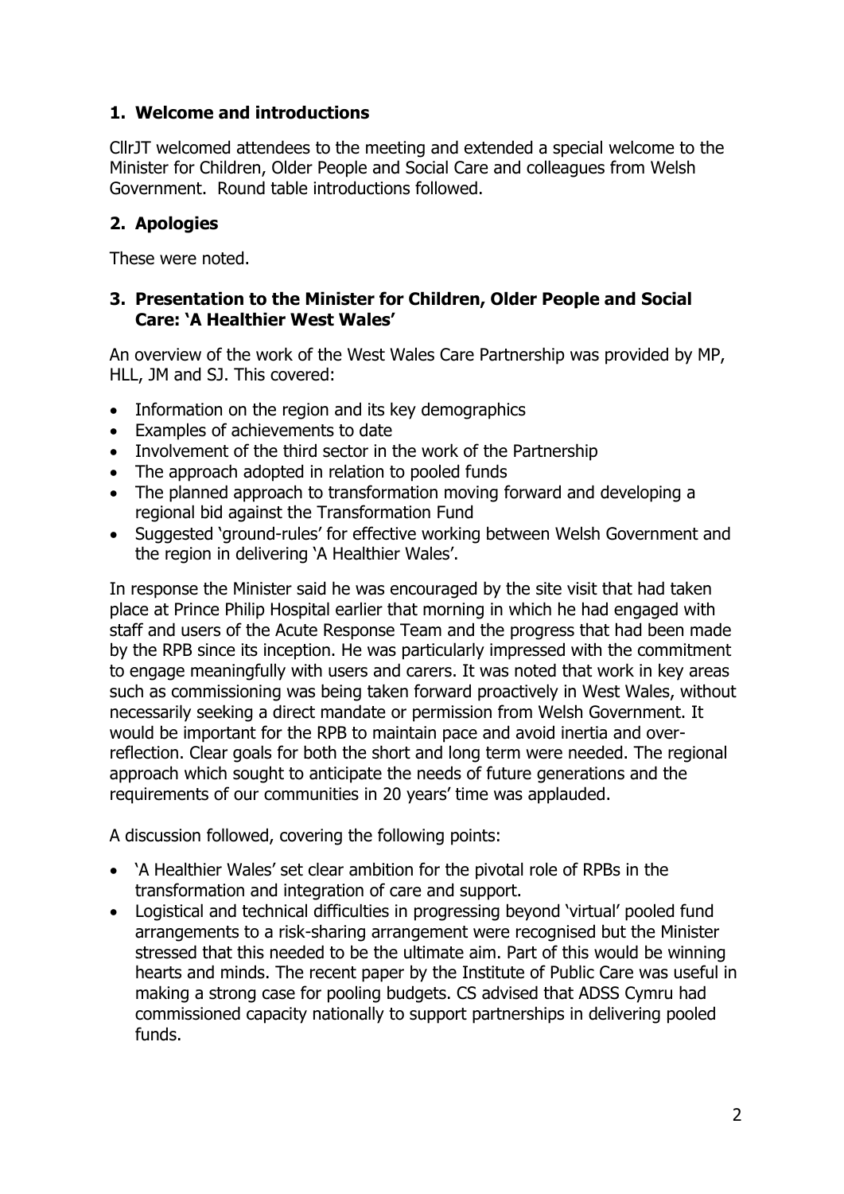## 1. Welcome and introductions

CllrJT welcomed attendees to the meeting and extended a special welcome to the Minister for Children, Older People and Social Care and colleagues from Welsh Government. Round table introductions followed.

## 2. Apologies

These were noted.

## 3. Presentation to the Minister for Children, Older People and Social Care: 'A Healthier West Wales'

An overview of the work of the West Wales Care Partnership was provided by MP, HLL, JM and SJ. This covered:

- Information on the region and its key demographics
- Examples of achievements to date
- Involvement of the third sector in the work of the Partnership
- The approach adopted in relation to pooled funds
- The planned approach to transformation moving forward and developing a regional bid against the Transformation Fund
- Suggested 'ground-rules' for effective working between Welsh Government and the region in delivering 'A Healthier Wales'.

In response the Minister said he was encouraged by the site visit that had taken place at Prince Philip Hospital earlier that morning in which he had engaged with staff and users of the Acute Response Team and the progress that had been made by the RPB since its inception. He was particularly impressed with the commitment to engage meaningfully with users and carers. It was noted that work in key areas such as commissioning was being taken forward proactively in West Wales, without necessarily seeking a direct mandate or permission from Welsh Government. It would be important for the RPB to maintain pace and avoid inertia and over-reflection. Clear goals for both the short and long term were needed. The regional approach which sought to anticipate the needs of future generations and the requirements of our communities in 20 years' time was applauded.

A discussion followed, covering the following points:

- 'A Healthier Wales' set clear ambition for the pivotal role of RPBs in the transformation and integration of care and support.
- Logistical and technical difficulties in progressing beyond 'virtual' pooled fund arrangements to a risk-sharing arrangement were recognised but the Minister stressed that this needed to be the ultimate aim. Part of this would be winning hearts and minds. The recent paper by the Institute of Public Care was useful in making a strong case for pooling budgets. CS advised that ADSS Cymru had commissioned capacity nationally to support partnerships in delivering pooled funds.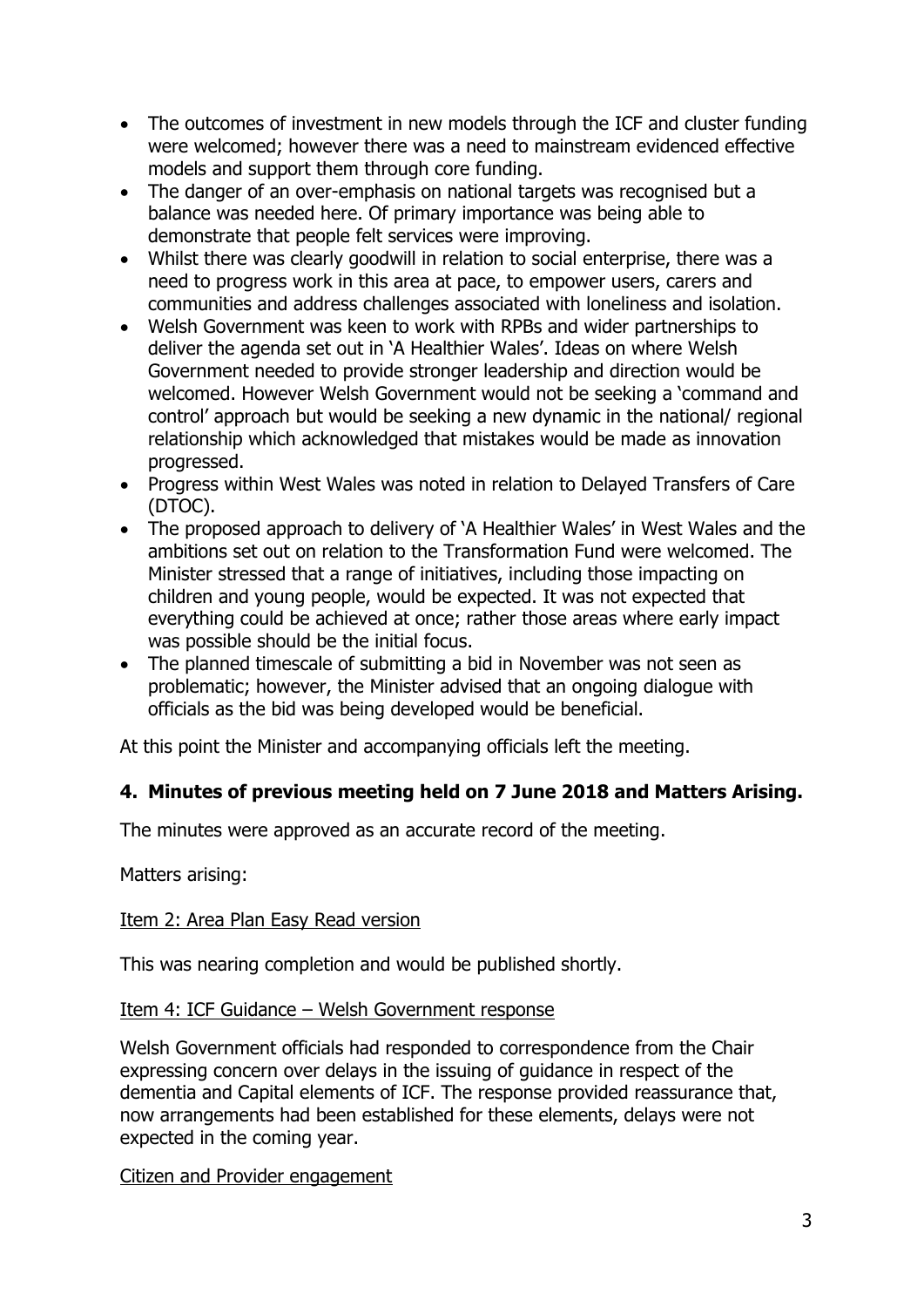- The outcomes of investment in new models through the ICF and cluster funding were welcomed; however there was a need to mainstream evidenced effective models and support them through core funding.
- The danger of an over-emphasis on national targets was recognised but a balance was needed here. Of primary importance was being able to demonstrate that people felt services were improving.
- Whilst there was clearly goodwill in relation to social enterprise, there was a need to progress work in this area at pace, to empower users, carers and communities and address challenges associated with loneliness and isolation.
- Welsh Government was keen to work with RPBs and wider partnerships to deliver the agenda set out in 'A Healthier Wales'. Ideas on where Welsh Government needed to provide stronger leadership and direction would be welcomed. However Welsh Government would not be seeking a 'command and control' approach but would be seeking a new dynamic in the national/ regional relationship which acknowledged that mistakes would be made as innovation progressed.
- Progress within West Wales was noted in relation to Delayed Transfers of Care (DTOC).
- The proposed approach to delivery of 'A Healthier Wales' in West Wales and the ambitions set out on relation to the Transformation Fund were welcomed. The Minister stressed that a range of initiatives, including those impacting on children and young people, would be expected. It was not expected that everything could be achieved at once; rather those areas where early impact was possible should be the initial focus.
- The planned timescale of submitting a bid in November was not seen as problematic; however, the Minister advised that an ongoing dialogue with officials as the bid was being developed would be beneficial.

At this point the Minister and accompanying officials left the meeting.

### 4. Minutes of previous meeting held on 7 June 2018 and Matters Arising.

The minutes were approved as an accurate record of the meeting.

Matters arising:

Item 2: Area Plan Easy Read version

This was nearing completion and would be published shortly.

Item 4: ICF Guidance – Welsh Government response

Welsh Government officials had responded to correspondence from the Chair expressing concern over delays in the issuing of guidance in respect of the dementia and Capital elements of ICF. The response provided reassurance that, now arrangements had been established for these elements, delays were not expected in the coming year.

Citizen and Provider engagement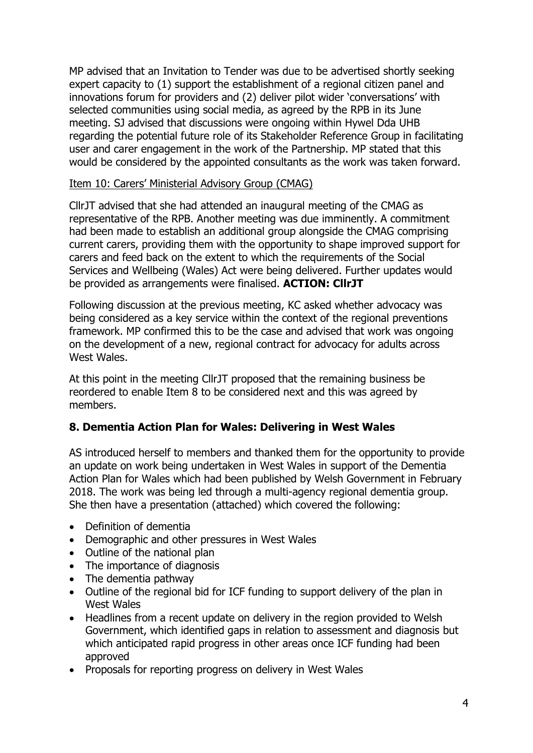MP advised that an Invitation to Tender was due to be advertised shortly seeking expert capacity to (1) support the establishment of a regional citizen panel and innovations forum for providers and (2) deliver pilot wider 'conversations' with selected communities using social media, as agreed by the RPB in its June meeting. SJ advised that discussions were ongoing within Hywel Dda UHB regarding the potential future role of its Stakeholder Reference Group in facilitating user and carer engagement in the work of the Partnership. MP stated that this would be considered by the appointed consultants as the work was taken forward.

Item 10: Carers' Ministerial Advisory Group (CMAG)

CllrJT advised that she had attended an inaugural meeting of the CMAG as representative of the RPB. Another meeting was due imminently. A commitment had been made to establish an additional group alongside the CMAG comprising current carers, providing them with the opportunity to shape improved support for carers and feed back on the extent to which the requirements of the Social Services and Wellbeing (Wales) Act were being delivered. Further updates would be provided as arrangements were finalised. **ACTION: CllrJT**

Following discussion at the previous meeting, KC asked whether advocacy was being considered as a key service within the context of the regional preventions framework. MP confirmed this to be the case and advised that work was ongoing on the development of a new, regional contract for advocacy for adults across West Wales.

At this point in the meeting CllrJT proposed that the remaining business be reordered to enable Item 8 to be considered next and this was agreed by members.

## 8. Dementia Action Plan for Wales: Delivering in West Wales

AS introduced herself to members and thanked them for the opportunity to provide an update on work being undertaken in West Wales in support of the Dementia Action Plan for Wales which had been published by Welsh Government in February 2018. The work was being led through a multi-agency regional dementia group. She then have a presentation (attached) which covered the following:

- Definition of dementia
- Demographic and other pressures in West Wales
- Outline of the national plan
- The importance of diagnosis
- The dementia pathway
- Outline of the regional bid for ICF funding to support delivery of the plan in West Wales
- Headlines from a recent update on delivery in the region provided to Welsh Government, which identified gaps in relation to assessment and diagnosis but which anticipated rapid progress in other areas once ICF funding had been approved
- Proposals for reporting progress on delivery in West Wales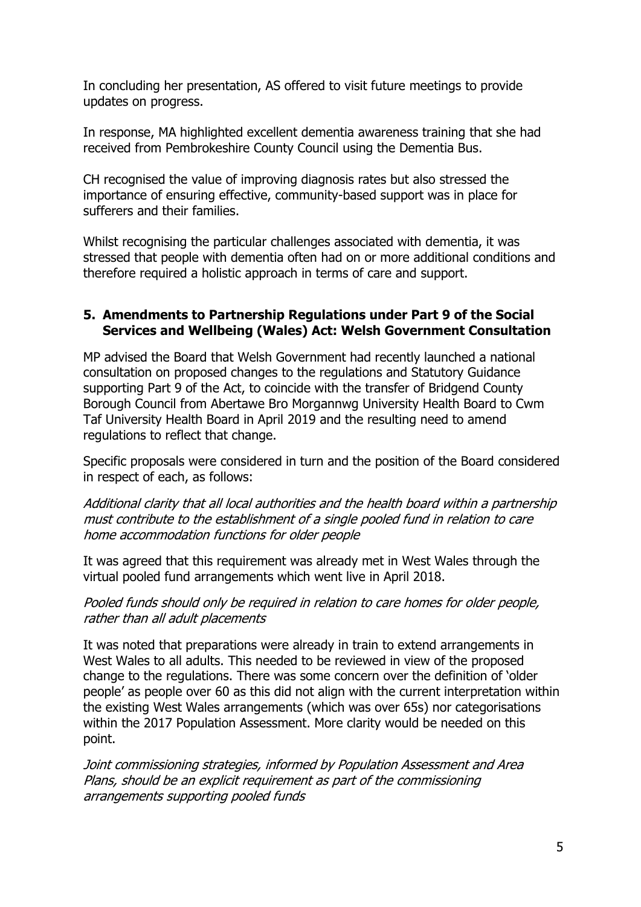In concluding her presentation, AS offered to visit future meetings to provide updates on progress.

In response, MA highlighted excellent dementia awareness training that she had received from Pembrokeshire County Council using the Dementia Bus.

CH recognised the value of improving diagnosis rates but also stressed the importance of ensuring effective, community-based support was in place for sufferers and their families.

Whilst recognising the particular challenges associated with dementia, it was stressed that people with dementia often had on or more additional conditions and therefore required a holistic approach in terms of care and support.

### 5. Amendments to Partnership Regulations under Part 9 of the Social Services and Wellbeing (Wales) Act: Welsh Government Consultation

MP advised the Board that Welsh Government had recently launched a national consultation on proposed changes to the regulations and Statutory Guidance supporting Part 9 of the Act, to coincide with the transfer of Bridgend County Borough Council from Abertawe Bro Morgannwg University Health Board to Cwm Taf University Health Board in April 2019 and the resulting need to amend regulations to reflect that change.

Specific proposals were considered in turn and the position of the Board considered in respect of each, as follows:

*Additional clarity that all local authorities and the health board within a partnership must contribute to the establishment of a single pooled fund in relation to care home accommodation functions for older people*

It was agreed that this requirement was already met in West Wales through the virtual pooled fund arrangements which went live in April 2018.

*Pooled funds should only be required in relation to care homes for older people, rather than all adult placements*

It was noted that preparations were already in train to extend arrangements in West Wales to all adults. This needed to be reviewed in view of the proposed change to the regulations. There was some concern over the definition of 'older people' as people over 60 as this did not align with the current interpretation within the existing West Wales arrangements (which was over 65s) nor categorisations within the 2017 Population Assessment. More clarity would be needed on this point.

*Joint commissioning strategies, informed by Population Assessment and Area Plans, should be an explicit requirement as part of the commissioning arrangements supporting pooled funds*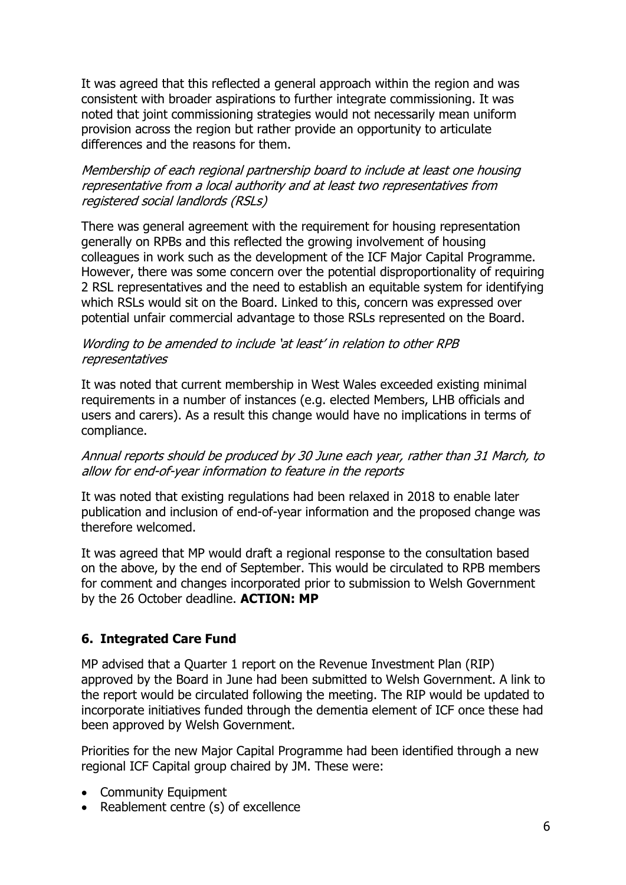It was agreed that this reflected a general approach within the region and was consistent with broader aspirations to further integrate commissioning. It was noted that joint commissioning strategies would not necessarily mean uniform provision across the region but rather provide an opportunity to articulate differences and the reasons for them.

*Membership of each regional partnership board to include at least one housing representative from a local authority and at least two representatives from registered social landlords (RSLs)*

There was general agreement with the requirement for housing representation generally on RPBs and this reflected the growing involvement of housing colleagues in work such as the development of the ICF Major Capital Programme. However, there was some concern over the potential disproportionality of requiring 2 RSL representatives and the need to establish an equitable system for identifying which RSLs would sit on the Board. Linked to this, concern was expressed over potential unfair commercial advantage to those RSLs represented on the Board.

*Wording to be amended to include 'at least' in relation to other RPB representatives*

It was noted that current membership in West Wales exceeded existing minimal requirements in a number of instances (e.g. elected Members, LHB officials and users and carers). As a result this change would have no implications in terms of compliance.

*Annual reports should be produced by 30 June each year, rather than 31 March, to allow for end-of-year information to feature in the reports*

It was noted that existing regulations had been relaxed in 2018 to enable later publication and inclusion of end-of-year information and the proposed change was therefore welcomed.

It was agreed that MP would draft a regional response to the consultation based on the above, by the end of September. This would be circulated to RPB members for comment and changes incorporated prior to submission to Welsh Government by the 26 October deadline. **ACTION: MP**

## 6. Integrated Care Fund

MP advised that a Quarter 1 report on the Revenue Investment Plan (RIP) approved by the Board in June had been submitted to Welsh Government. A link to the report would be circulated following the meeting. The RIP would be updated to incorporate initiatives funded through the dementia element of ICF once these had been approved by Welsh Government.

Priorities for the new Major Capital Programme had been identified through a new regional ICF Capital group chaired by JM. These were:

- Community Equipment
- Reablement centre (s) of excellence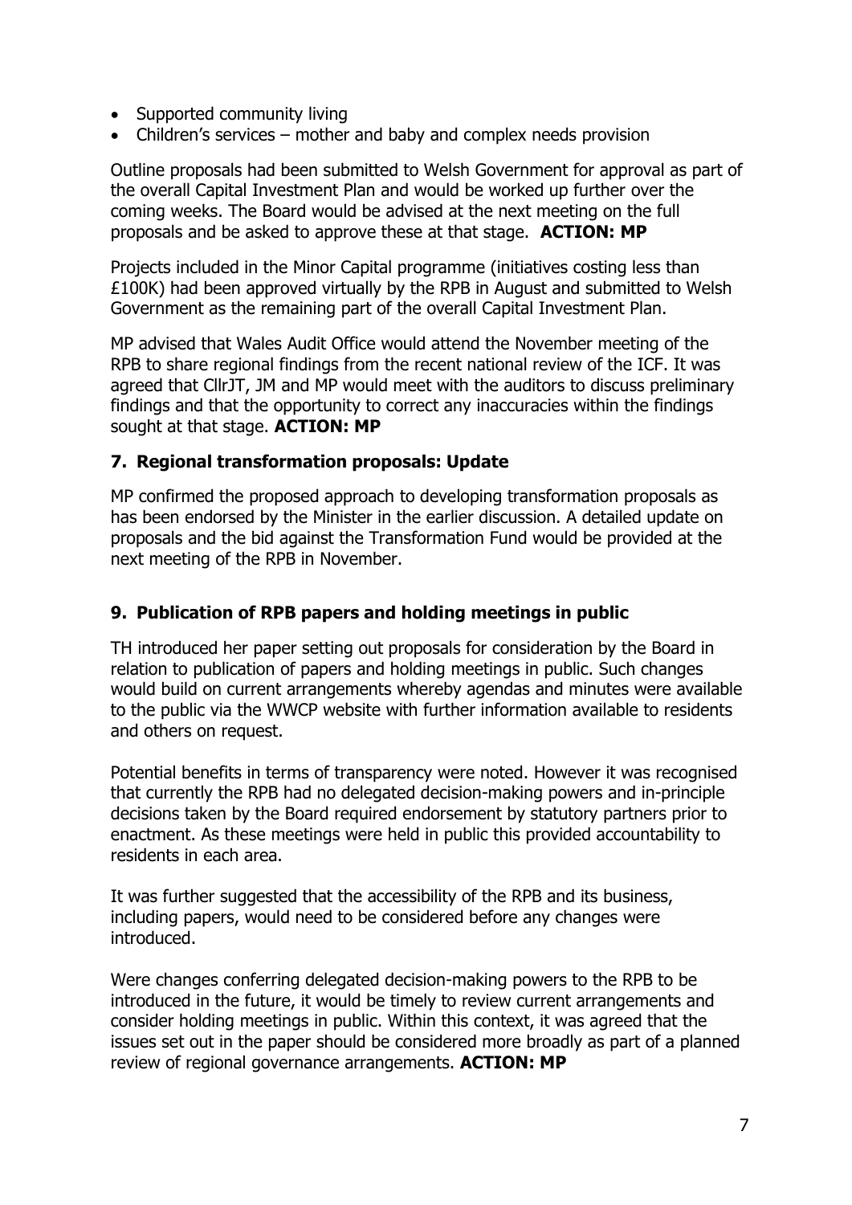- Supported community living
- Children's services – mother and baby and complex needs provision

Outline proposals had been submitted to Welsh Government for approval as part of the overall Capital Investment Plan and would be worked up further over the coming weeks. The Board would be advised at the next meeting on the full proposals and be asked to approve these at that stage. **ACTION: MP**

Projects included in the Minor Capital programme (initiatives costing less than £100K) had been approved virtually by the RPB in August and submitted to Welsh Government as the remaining part of the overall Capital Investment Plan.

MP advised that Wales Audit Office would attend the November meeting of the RPB to share regional findings from the recent national review of the ICF. It was agreed that CllrJT, JM and MP would meet with the auditors to discuss preliminary findings and that the opportunity to correct any inaccuracies within the findings sought at that stage. **ACTION: MP**

## 7. Regional transformation proposals: Update

MP confirmed the proposed approach to developing transformation proposals as has been endorsed by the Minister in the earlier discussion. A detailed update on proposals and the bid against the Transformation Fund would be provided at the next meeting of the RPB in November.

## 9. Publication of RPB papers and holding meetings in public

TH introduced her paper setting out proposals for consideration by the Board in relation to publication of papers and holding meetings in public. Such changes would build on current arrangements whereby agendas and minutes were available to the public via the WWCP website with further information available to residents and others on request.

Potential benefits in terms of transparency were noted. However it was recognised that currently the RPB had no delegated decision-making powers and in-principle decisions taken by the Board required endorsement by statutory partners prior to enactment. As these meetings were held in public this provided accountability to residents in each area.

It was further suggested that the accessibility of the RPB and its business, including papers, would need to be considered before any changes were introduced.

Were changes conferring delegated decision-making powers to the RPB to be introduced in the future, it would be timely to review current arrangements and consider holding meetings in public. Within this context, it was agreed that the issues set out in the paper should be considered more broadly as part of a planned review of regional governance arrangements. **ACTION: MP**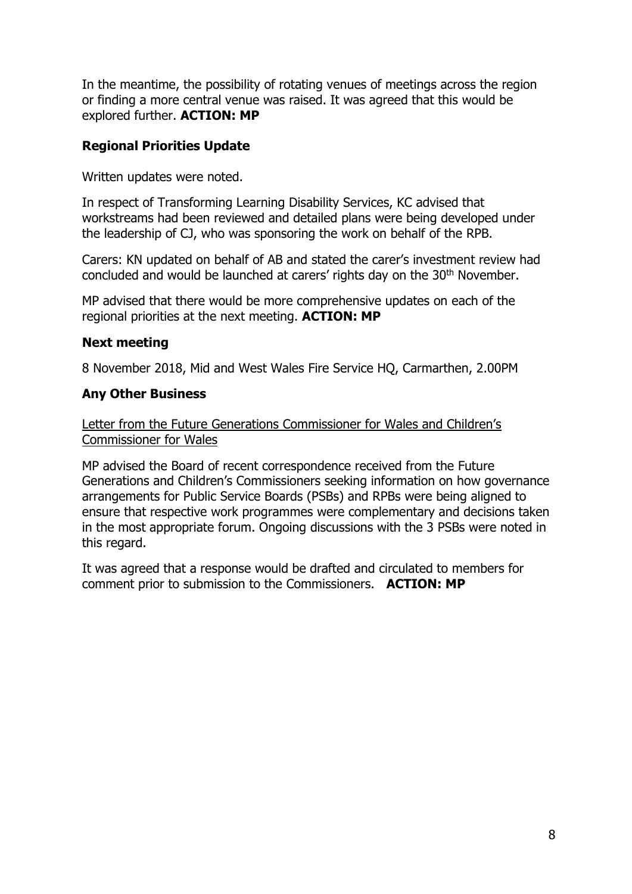In the meantime, the possibility of rotating venues of meetings across the region or finding a more central venue was raised. It was agreed that this would be explored further. **ACTION: MP**

### Regional Priorities Update

Written updates were noted.

In respect of Transforming Learning Disability Services, KC advised that workstreams had been reviewed and detailed plans were being developed under the leadership of CJ, who was sponsoring the work on behalf of the RPB.

Carers: KN updated on behalf of AB and stated the carer's investment review had concluded and would be launched at carers' rights day on the 30th November.

MP advised that there would be more comprehensive updates on each of the regional priorities at the next meeting. **ACTION: MP**

### Next meeting

8 November 2018, Mid and West Wales Fire Service HQ, Carmarthen, 2.00PM

### Any Other Business

Letter from the Future Generations Commissioner for Wales and Children's Commissioner for Wales

MP advised the Board of recent correspondence received from the Future Generations and Children's Commissioners seeking information on how governance arrangements for Public Service Boards (PSBs) and RPBs were being aligned to ensure that respective work programmes were complementary and decisions taken in the most appropriate forum. Ongoing discussions with the 3 PSBs were noted in this regard.

It was agreed that a response would be drafted and circulated to members for comment prior to submission to the Commissioners. **ACTION: MP**